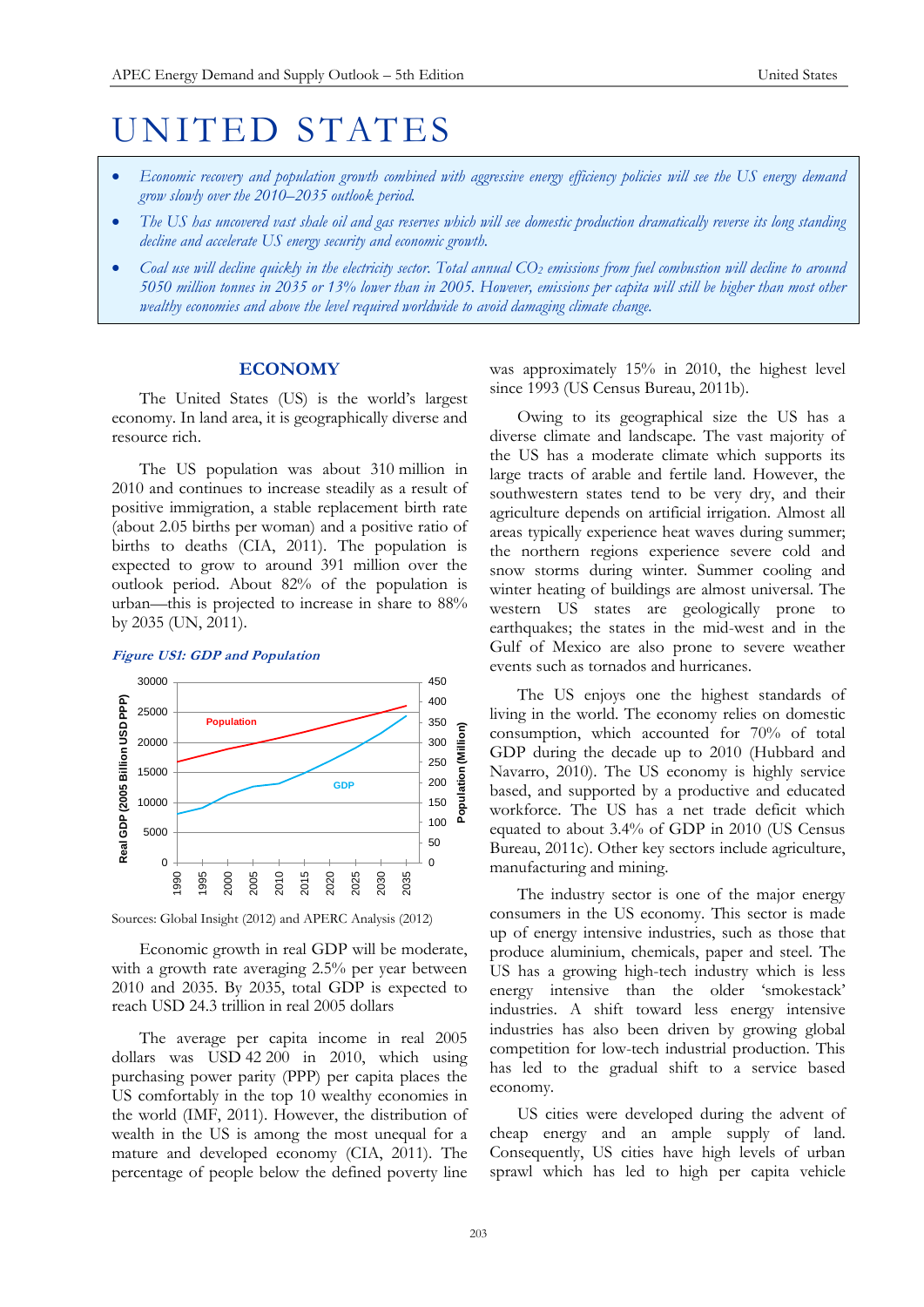# UNITED STATES

- *Economic recovery and population growth combined with aggressive energy efficiency policies will see the US energy demand grow slowly over the 2010–2035 outlook period.*
- *The US has uncovered vast shale oil and gas reserves which will see domestic production dramatically reverse its long standing decline and accelerate US energy security and economic growth.*
- *Coal use will decline quickly in the electricity sector. Total annual $CO_2$ emissions from fuel combustion will decline to around 5050 million tonnes in 2035 or 13% lower than in 2005. However, emissions per capita will still be higher than most other wealthy economies and above the level required worldwide to avoid damaging climate change.*

## ECONOMY

The United States (US) is the world's largest economy. In land area, it is geographically diverse and resource rich.

The US population was about 310 million in 2010 and continues to increase steadily as a result of positive immigration, a stable replacement birth rate (about 2.05 births per woman) and a positive ratio of births to deaths (CIA, 2011). The population is expected to grow to around 391 million over the outlook period. About 82% of the population is urban—this is projected to increase in share to 88% by 2035 (UN, 2011).

***Figure US1: GDP and Population***

Sources: Global Insight (2012) and APERC Analysis (2012)

Economic growth in real GDP will be moderate, with a growth rate averaging 2.5% per year between 2010 and 2035. By 2035, total GDP is expected to reach USD 24.3 trillion in real 2005 dollars

The average per capita income in real 2005 dollars was USD 42 200 in 2010, which using purchasing power parity (PPP) per capita places the US comfortably in the top 10 wealthy economies in the world (IMF, 2011). However, the distribution of wealth in the US is among the most unequal for a mature and developed economy (CIA, 2011). The percentage of people below the defined poverty line was approximately 15% in 2010, the highest level since 1993 (US Census Bureau, 2011b).

Owing to its geographical size the US has a diverse climate and landscape. The vast majority of the US has a moderate climate which supports its large tracts of arable and fertile land. However, the southwestern states tend to be very dry, and their agriculture depends on artificial irrigation. Almost all areas typically experience heat waves during summer; the northern regions experience severe cold and snow storms during winter. Summer cooling and winter heating of buildings are almost universal. The western US states are geologically prone to earthquakes; the states in the mid-west and in the Gulf of Mexico are also prone to severe weather events such as tornados and hurricanes.

The US enjoys one the highest standards of living in the world. The economy relies on domestic consumption, which accounted for 70% of total GDP during the decade up to 2010 (Hubbard and Navarro, 2010). The US economy is highly service based, and supported by a productive and educated workforce. The US has a net trade deficit which equated to about 3.4% of GDP in 2010 (US Census Bureau, 2011c). Other key sectors include agriculture, manufacturing and mining.

The industry sector is one of the major energy consumers in the US economy. This sector is made up of energy intensive industries, such as those that produce aluminium, chemicals, paper and steel. The US has a growing high-tech industry which is less energy intensive than the older 'smokestack' industries. A shift toward less energy intensive industries has also been driven by growing global competition for low-tech industrial production. This has led to the gradual shift to a service based economy.

US cities were developed during the advent of cheap energy and an ample supply of land. Consequently, US cities have high levels of urban sprawl which has led to high per capita vehicle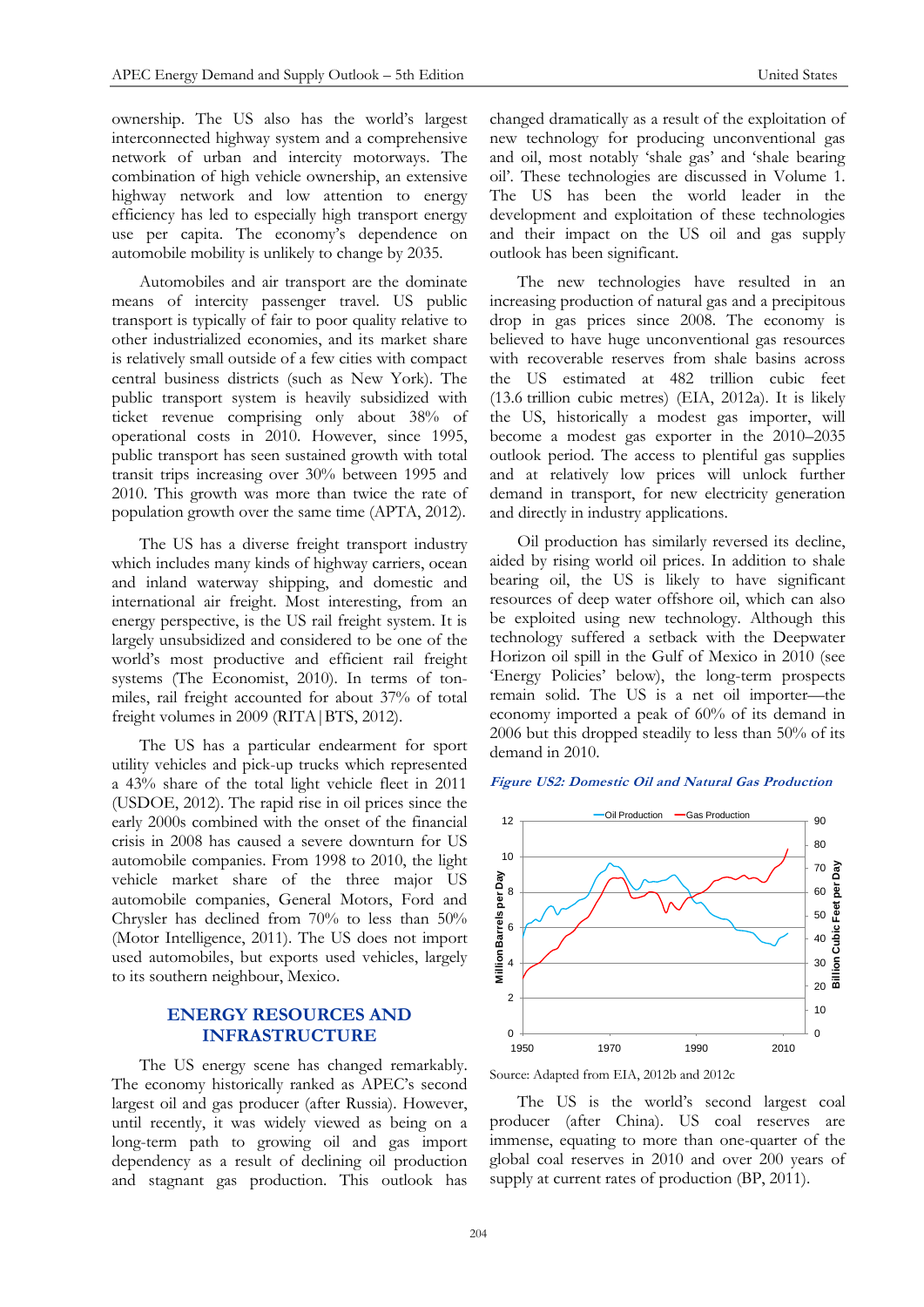ownership. The US also has the world's largest interconnected highway system and a comprehensive network of urban and intercity motorways. The combination of high vehicle ownership, an extensive highway network and low attention to energy efficiency has led to especially high transport energy use per capita. The economy's dependence on automobile mobility is unlikely to change by 2035.

Automobiles and air transport are the dominate means of intercity passenger travel. US public transport is typically of fair to poor quality relative to other industrialized economies, and its market share is relatively small outside of a few cities with compact central business districts (such as New York). The public transport system is heavily subsidized with ticket revenue comprising only about 38% of operational costs in 2010. However, since 1995, public transport has seen sustained growth with total transit trips increasing over 30% between 1995 and 2010. This growth was more than twice the rate of population growth over the same time (APTA, 2012).

The US has a diverse freight transport industry which includes many kinds of highway carriers, ocean and inland waterway shipping, and domestic and international air freight. Most interesting, from an energy perspective, is the US rail freight system. It is largely unsubsidized and considered to be one of the world's most productive and efficient rail freight systems (The Economist, 2010). In terms of ton-miles, rail freight accounted for about 37% of total freight volumes in 2009 (RITA|BTS, 2012).

The US has a particular endearment for sport utility vehicles and pick-up trucks which represented a 43% share of the total light vehicle fleet in 2011 (USDOE, 2012). The rapid rise in oil prices since the early 2000s combined with the onset of the financial crisis in 2008 has caused a severe downturn for US automobile companies. From 1998 to 2010, the light vehicle market share of the three major US automobile companies, General Motors, Ford and Chrysler has declined from 70% to less than 50% (Motor Intelligence, 2011). The US does not import used automobiles, but exports used vehicles, largely to its southern neighbour, Mexico.

## ENERGY RESOURCES AND INFRASTRUCTURE

The US energy scene has changed remarkably. The economy historically ranked as APEC's second largest oil and gas producer (after Russia). However, until recently, it was widely viewed as being on a long-term path to growing oil and gas import dependency as a result of declining oil production and stagnant gas production. This outlook has changed dramatically as a result of the exploitation of new technology for producing unconventional gas and oil, most notably 'shale gas' and 'shale bearing oil'. These technologies are discussed in Volume 1. The US has been the world leader in the development and exploitation of these technologies and their impact on the US oil and gas supply outlook has been significant.

The new technologies have resulted in an increasing production of natural gas and a precipitous drop in gas prices since 2008. The economy is believed to have huge unconventional gas resources with recoverable reserves from shale basins across the US estimated at 482 trillion cubic feet (13.6 trillion cubic metres) (EIA, 2012a). It is likely the US, historically a modest gas importer, will become a modest gas exporter in the 2010–2035 outlook period. The access to plentiful gas supplies and at relatively low prices will unlock further demand in transport, for new electricity generation and directly in industry applications.

Oil production has similarly reversed its decline, aided by rising world oil prices. In addition to shale bearing oil, the US is likely to have significant resources of deep water offshore oil, which can also be exploited using new technology. Although this technology suffered a setback with the Deepwater Horizon oil spill in the Gulf of Mexico in 2010 (see 'Energy Policies' below), the long-term prospects remain solid. The US is a net oil importer—the economy imported a peak of 60% of its demand in 2006 but this dropped steadily to less than 50% of its demand in 2010.

***Figure US2: Domestic Oil and Natural Gas Production***

Source: Adapted from EIA, 2012b and 2012c

The US is the world's second largest coal producer (after China). US coal reserves are immense, equating to more than one-quarter of the global coal reserves in 2010 and over 200 years of supply at current rates of production (BP, 2011).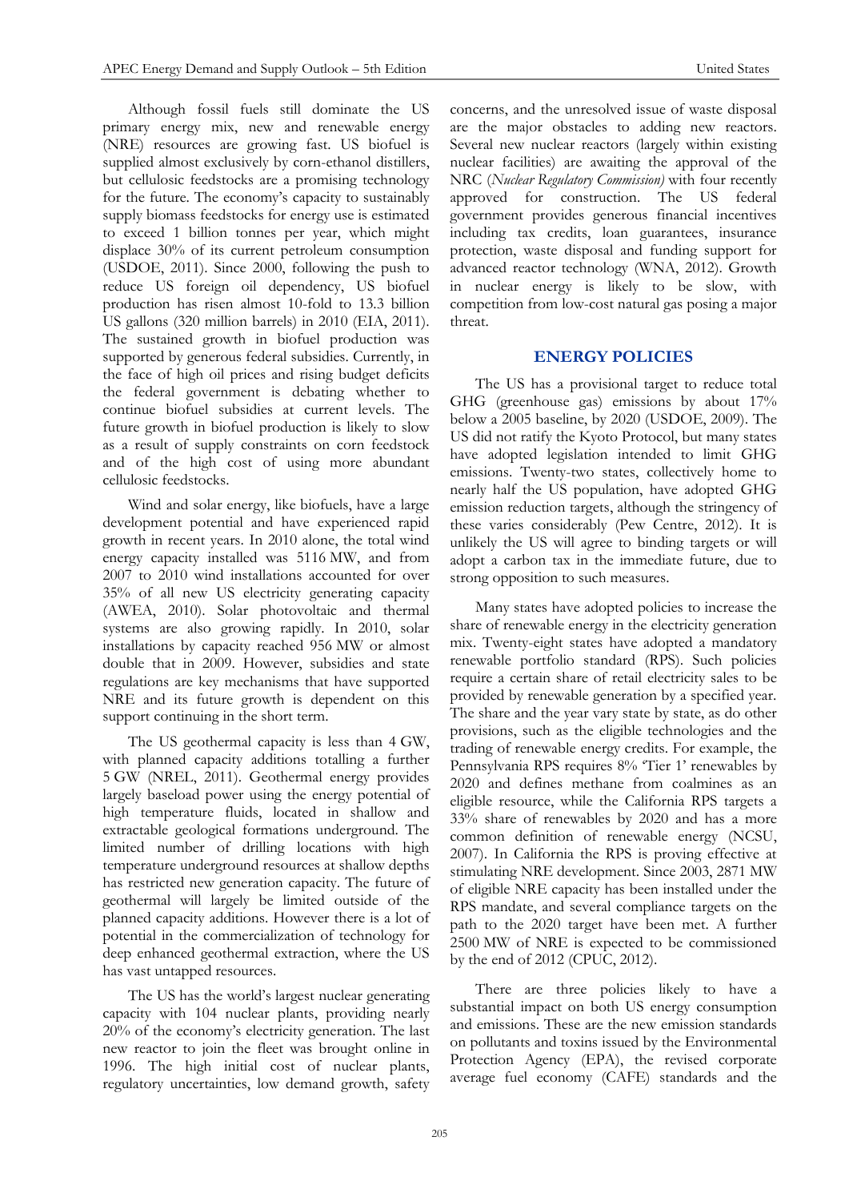Although fossil fuels still dominate the US primary energy mix, new and renewable energy (NRE) resources are growing fast. US biofuel is supplied almost exclusively by corn-ethanol distillers, but cellulosic feedstocks are a promising technology for the future. The economy's capacity to sustainably supply biomass feedstocks for energy use is estimated to exceed 1 billion tonnes per year, which might displace 30% of its current petroleum consumption (USDOE, 2011). Since 2000, following the push to reduce US foreign oil dependency, US biofuel production has risen almost 10-fold to 13.3 billion US gallons (320 million barrels) in 2010 (EIA, 2011). The sustained growth in biofuel production was supported by generous federal subsidies. Currently, in the face of high oil prices and rising budget deficits the federal government is debating whether to continue biofuel subsidies at current levels. The future growth in biofuel production is likely to slow as a result of supply constraints on corn feedstock and of the high cost of using more abundant cellulosic feedstocks.

Wind and solar energy, like biofuels, have a large development potential and have experienced rapid growth in recent years. In 2010 alone, the total wind energy capacity installed was 5116 MW, and from 2007 to 2010 wind installations accounted for over 35% of all new US electricity generating capacity (AWEA, 2010). Solar photovoltaic and thermal systems are also growing rapidly. In 2010, solar installations by capacity reached 956 MW or almost double that in 2009. However, subsidies and state regulations are key mechanisms that have supported NRE and its future growth is dependent on this support continuing in the short term.

The US geothermal capacity is less than 4 GW, with planned capacity additions totalling a further 5 GW (NREL, 2011). Geothermal energy provides largely baseload power using the energy potential of high temperature fluids, located in shallow and extractable geological formations underground. The limited number of drilling locations with high temperature underground resources at shallow depths has restricted new generation capacity. The future of geothermal will largely be limited outside of the planned capacity additions. However there is a lot of potential in the commercialization of technology for deep enhanced geothermal extraction, where the US has vast untapped resources.

The US has the world's largest nuclear generating capacity with 104 nuclear plants, providing nearly 20% of the economy's electricity generation. The last new reactor to join the fleet was brought online in 1996. The high initial cost of nuclear plants, regulatory uncertainties, low demand growth, safety concerns, and the unresolved issue of waste disposal are the major obstacles to adding new reactors. Several new nuclear reactors (largely within existing nuclear facilities) are awaiting the approval of the NRC (*Nuclear Regulatory Commission)* with four recently approved for construction. The US federal government provides generous financial incentives including tax credits, loan guarantees, insurance protection, waste disposal and funding support for advanced reactor technology (WNA, 2012). Growth in nuclear energy is likely to be slow, with competition from low-cost natural gas posing a major threat.

## ENERGY POLICIES

The US has a provisional target to reduce total GHG (greenhouse gas) emissions by about 17% below a 2005 baseline, by 2020 (USDOE, 2009). The US did not ratify the Kyoto Protocol, but many states have adopted legislation intended to limit GHG emissions. Twenty-two states, collectively home to nearly half the US population, have adopted GHG emission reduction targets, although the stringency of these varies considerably (Pew Centre, 2012). It is unlikely the US will agree to binding targets or will adopt a carbon tax in the immediate future, due to strong opposition to such measures.

Many states have adopted policies to increase the share of renewable energy in the electricity generation mix. Twenty-eight states have adopted a mandatory renewable portfolio standard (RPS). Such policies require a certain share of retail electricity sales to be provided by renewable generation by a specified year. The share and the year vary state by state, as do other provisions, such as the eligible technologies and the trading of renewable energy credits. For example, the Pennsylvania RPS requires 8% 'Tier 1' renewables by 2020 and defines methane from coalmines as an eligible resource, while the California RPS targets a 33% share of renewables by 2020 and has a more common definition of renewable energy (NCSU, 2007). In California the RPS is proving effective at stimulating NRE development. Since 2003, 2871 MW of eligible NRE capacity has been installed under the RPS mandate, and several compliance targets on the path to the 2020 target have been met. A further 2500 MW of NRE is expected to be commissioned by the end of 2012 (CPUC, 2012).

There are three policies likely to have a substantial impact on both US energy consumption and emissions. These are the new emission standards on pollutants and toxins issued by the Environmental Protection Agency (EPA), the revised corporate average fuel economy (CAFE) standards and the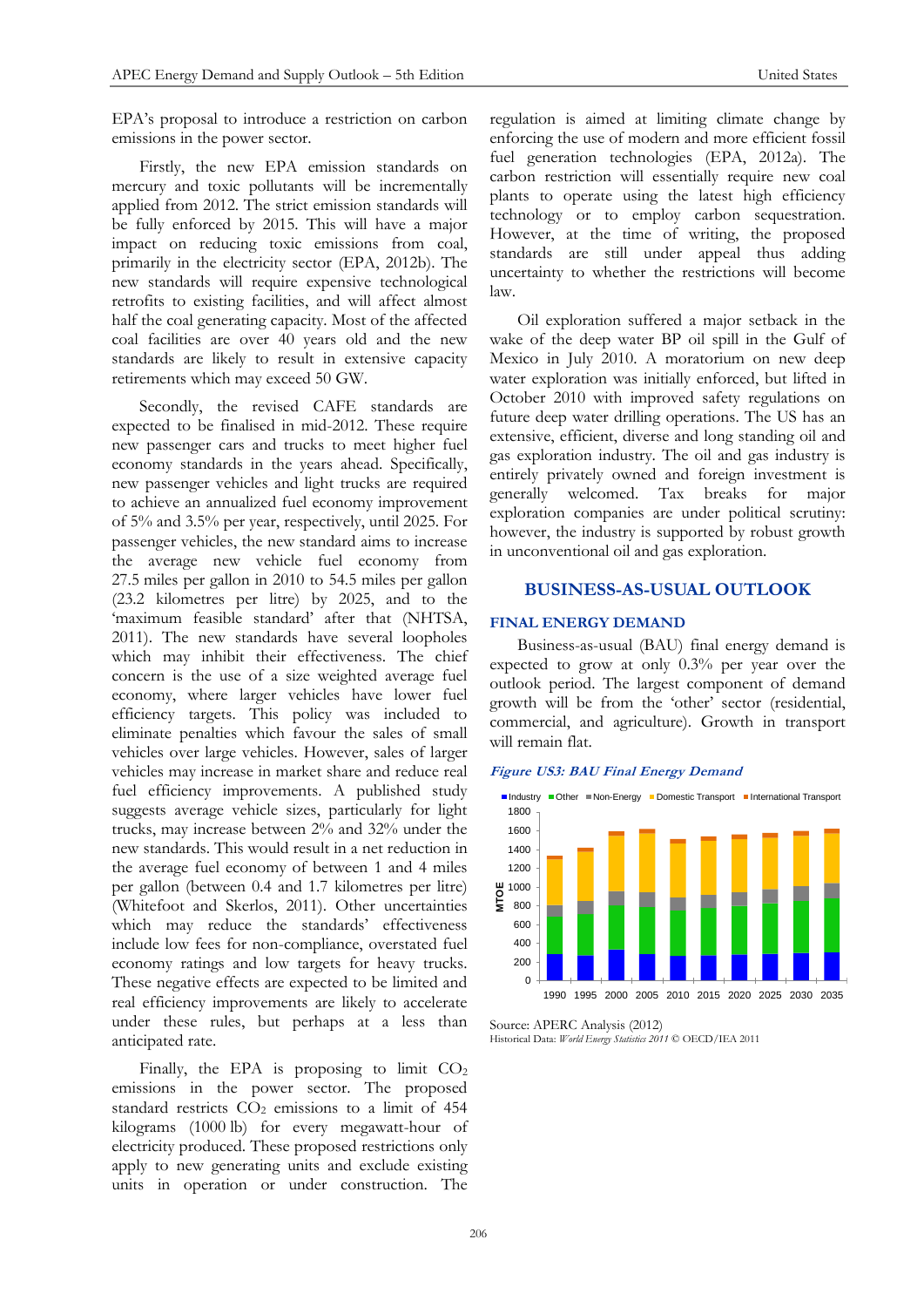EPA's proposal to introduce a restriction on carbon emissions in the power sector.

Firstly, the new EPA emission standards on mercury and toxic pollutants will be incrementally applied from 2012. The strict emission standards will be fully enforced by 2015. This will have a major impact on reducing toxic emissions from coal, primarily in the electricity sector (EPA, 2012b). The new standards will require expensive technological retrofits to existing facilities, and will affect almost half the coal generating capacity. Most of the affected coal facilities are over 40 years old and the new standards are likely to result in extensive capacity retirements which may exceed 50 GW.

Secondly, the revised CAFE standards are expected to be finalised in mid-2012. These require new passenger cars and trucks to meet higher fuel economy standards in the years ahead. Specifically, new passenger vehicles and light trucks are required to achieve an annualized fuel economy improvement of 5% and 3.5% per year, respectively, until 2025. For passenger vehicles, the new standard aims to increase the average new vehicle fuel economy from 27.5 miles per gallon in 2010 to 54.5 miles per gallon (23.2 kilometres per litre) by 2025, and to the 'maximum feasible standard' after that (NHTSA, 2011). The new standards have several loopholes which may inhibit their effectiveness. The chief concern is the use of a size weighted average fuel economy, where larger vehicles have lower fuel efficiency targets. This policy was included to eliminate penalties which favour the sales of small vehicles over large vehicles. However, sales of larger vehicles may increase in market share and reduce real fuel efficiency improvements. A published study suggests average vehicle sizes, particularly for light trucks, may increase between 2% and 32% under the new standards. This would result in a net reduction in the average fuel economy of between 1 and 4 miles per gallon (between 0.4 and 1.7 kilometres per litre) (Whitefoot and Skerlos, 2011). Other uncertainties which may reduce the standards' effectiveness include low fees for non-compliance, overstated fuel economy ratings and low targets for heavy trucks. These negative effects are expected to be limited and real efficiency improvements are likely to accelerate under these rules, but perhaps at a less than anticipated rate.

Finally, the EPA is proposing to limit $CO_2$ emissions in the power sector. The proposed standard restricts $CO_2$ emissions to a limit of 454 kilograms (1000 lb) for every megawatt-hour of electricity produced. These proposed restrictions only apply to new generating units and exclude existing units in operation or under construction. The regulation is aimed at limiting climate change by enforcing the use of modern and more efficient fossil fuel generation technologies (EPA, 2012a). The carbon restriction will essentially require new coal plants to operate using the latest high efficiency technology or to employ carbon sequestration. However, at the time of writing, the proposed standards are still under appeal thus adding uncertainty to whether the restrictions will become law.

Oil exploration suffered a major setback in the wake of the deep water BP oil spill in the Gulf of Mexico in July 2010. A moratorium on new deep water exploration was initially enforced, but lifted in October 2010 with improved safety regulations on future deep water drilling operations. The US has an extensive, efficient, diverse and long standing oil and gas exploration industry. The oil and gas industry is entirely privately owned and foreign investment is generally welcomed. Tax breaks for major exploration companies are under political scrutiny: however, the industry is supported by robust growth in unconventional oil and gas exploration.

## BUSINESS-AS-USUAL OUTLOOK

### FINAL ENERGY DEMAND

Business-as-usual (BAU) final energy demand is expected to grow at only 0.3% per year over the outlook period. The largest component of demand growth will be from the 'other' sector (residential, commercial, and agriculture). Growth in transport will remain flat.

*Figure US3: BAU Final Energy Demand*

Source: APERC Analysis (2012)
Historical Data: *World Energy Statistics 2011* © OECD/IEA 2011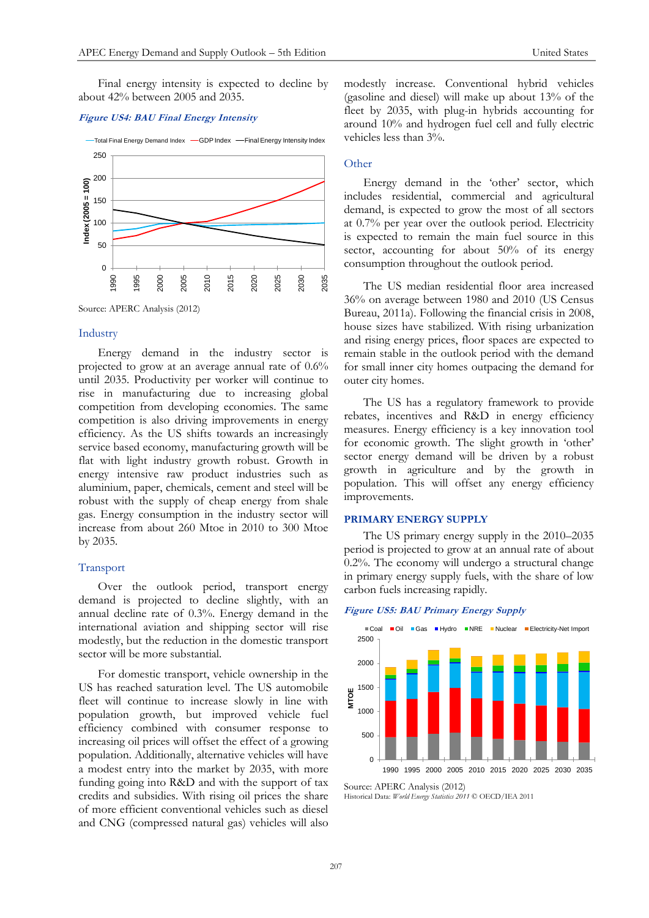Final energy intensity is expected to decline by about 42% between 2005 and 2035.

*Figure US4: BAU Final Energy Intensity*

Source: APERC Analysis (2012)

## Industry

Energy demand in the industry sector is projected to grow at an average annual rate of 0.6% until 2035. Productivity per worker will continue to rise in manufacturing due to increasing global competition from developing economies. The same competition is also driving improvements in energy efficiency. As the US shifts towards an increasingly service based economy, manufacturing growth will be flat with light industry growth robust. Growth in energy intensive raw product industries such as aluminium, paper, chemicals, cement and steel will be robust with the supply of cheap energy from shale gas. Energy consumption in the industry sector will increase from about 260 Mtoe in 2010 to 300 Mtoe by 2035.

## Transport

Over the outlook period, transport energy demand is projected to decline slightly, with an annual decline rate of 0.3%. Energy demand in the international aviation and shipping sector will rise modestly, but the reduction in the domestic transport sector will be more substantial.

For domestic transport, vehicle ownership in the US has reached saturation level. The US automobile fleet will continue to increase slowly in line with population growth, but improved vehicle fuel efficiency combined with consumer response to increasing oil prices will offset the effect of a growing population. Additionally, alternative vehicles will have a modest entry into the market by 2035, with more funding going into R&D and with the support of tax credits and subsidies. With rising oil prices the share of more efficient conventional vehicles such as diesel and CNG (compressed natural gas) vehicles will also modestly increase. Conventional hybrid vehicles (gasoline and diesel) will make up about 13% of the fleet by 2035, with plug-in hybrids accounting for around 10% and hydrogen fuel cell and fully electric vehicles less than 3%.

## Other

Energy demand in the 'other' sector, which includes residential, commercial and agricultural demand, is expected to grow the most of all sectors at 0.7% per year over the outlook period. Electricity is expected to remain the main fuel source in this sector, accounting for about 50% of its energy consumption throughout the outlook period.

The US median residential floor area increased 36% on average between 1980 and 2010 (US Census Bureau, 2011a). Following the financial crisis in 2008, house sizes have stabilized. With rising urbanization and rising energy prices, floor spaces are expected to remain stable in the outlook period with the demand for small inner city homes outpacing the demand for outer city homes.

The US has a regulatory framework to provide rebates, incentives and R&D in energy efficiency measures. Energy efficiency is a key innovation tool for economic growth. The slight growth in 'other' sector energy demand will be driven by a robust growth in agriculture and by the growth in population. This will offset any energy efficiency improvements.

## PRIMARY ENERGY SUPPLY

The US primary energy supply in the 2010–2035 period is projected to grow at an annual rate of about 0.2%. The economy will undergo a structural change in primary energy supply fuels, with the share of low carbon fuels increasing rapidly.

*Figure US5: BAU Primary Energy Supply*

Source: APERC Analysis (2012)
Historical Data: *World Energy Statistics 2011* © OECD/IEA 2011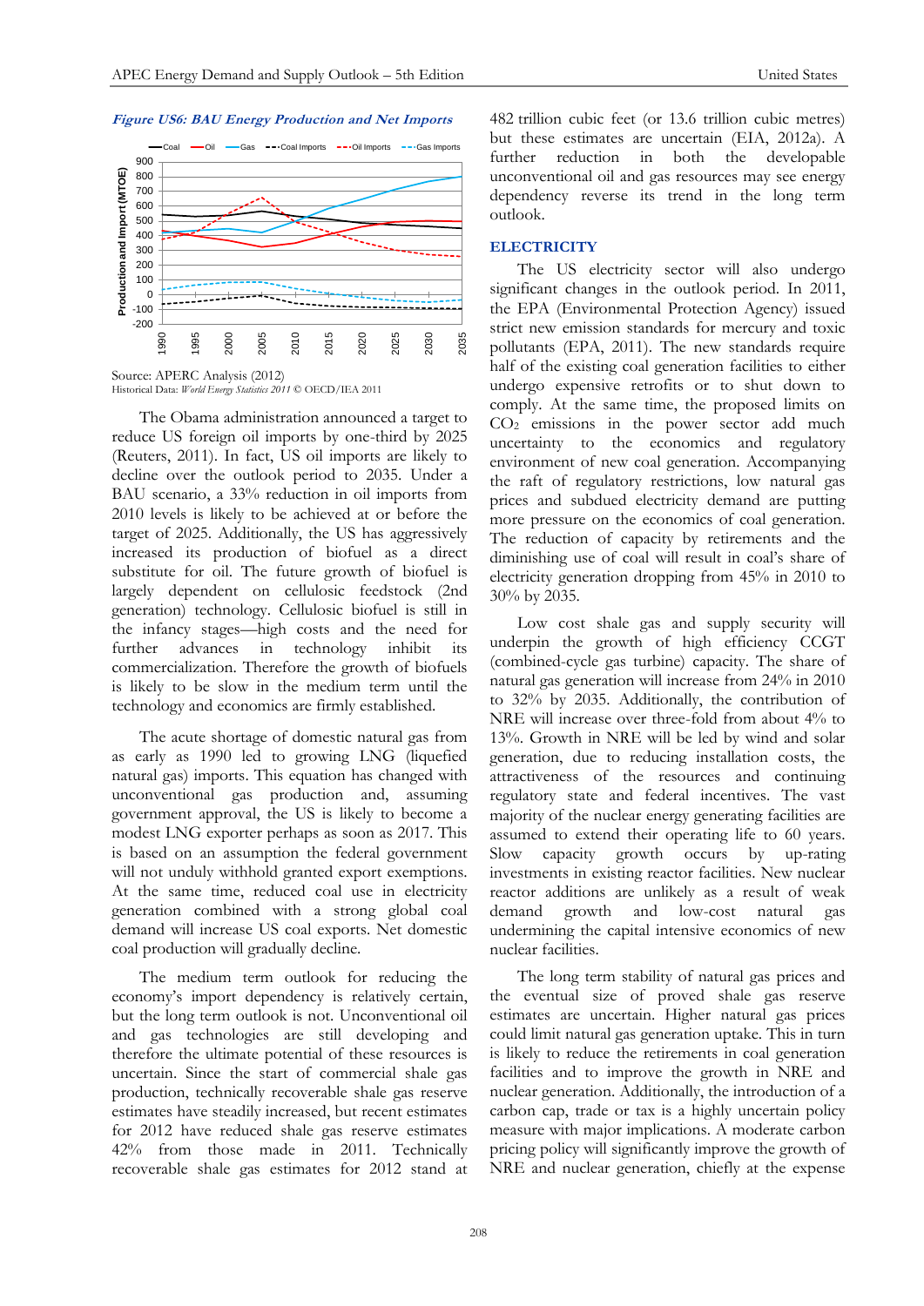*Figure US6: BAU Energy Production and Net Imports*

Source: APERC Analysis (2012)
Historical Data: *World Energy Statistics 2011* © OECD/IEA 2011

The Obama administration announced a target to reduce US foreign oil imports by one-third by 2025 (Reuters, 2011). In fact, US oil imports are likely to decline over the outlook period to 2035. Under a BAU scenario, a 33% reduction in oil imports from 2010 levels is likely to be achieved at or before the target of 2025. Additionally, the US has aggressively increased its production of biofuel as a direct substitute for oil. The future growth of biofuel is largely dependent on cellulosic feedstock (2nd generation) technology. Cellulosic biofuel is still in the infancy stages—high costs and the need for further advances in technology inhibit its commercialization. Therefore the growth of biofuels is likely to be slow in the medium term until the technology and economics are firmly established.

The acute shortage of domestic natural gas from as early as 1990 led to growing LNG (liquefied natural gas) imports. This equation has changed with unconventional gas production and, assuming government approval, the US is likely to become a modest LNG exporter perhaps as soon as 2017. This is based on an assumption the federal government will not unduly withhold granted export exemptions. At the same time, reduced coal use in electricity generation combined with a strong global coal demand will increase US coal exports. Net domestic coal production will gradually decline.

The medium term outlook for reducing the economy's import dependency is relatively certain, but the long term outlook is not. Unconventional oil and gas technologies are still developing and therefore the ultimate potential of these resources is uncertain. Since the start of commercial shale gas production, technically recoverable shale gas reserve estimates have steadily increased, but recent estimates for 2012 have reduced shale gas reserve estimates 42% from those made in 2011. Technically recoverable shale gas estimates for 2012 stand at 482 trillion cubic feet (or 13.6 trillion cubic metres) but these estimates are uncertain (EIA, 2012a). A further reduction in both the developable unconventional oil and gas resources may see energy dependency reverse its trend in the long term outlook.

## ELECTRICITY

The US electricity sector will also undergo significant changes in the outlook period. In 2011, the EPA (Environmental Protection Agency) issued strict new emission standards for mercury and toxic pollutants (EPA, 2011). The new standards require half of the existing coal generation facilities to either undergo expensive retrofits or to shut down to comply. At the same time, the proposed limits on $CO_2$ emissions in the power sector add much uncertainty to the economics and regulatory environment of new coal generation. Accompanying the raft of regulatory restrictions, low natural gas prices and subdued electricity demand are putting more pressure on the economics of coal generation. The reduction of capacity by retirements and the diminishing use of coal will result in coal's share of electricity generation dropping from 45% in 2010 to 30% by 2035.

Low cost shale gas and supply security will underpin the growth of high efficiency CCGT (combined-cycle gas turbine) capacity. The share of natural gas generation will increase from 24% in 2010 to 32% by 2035. Additionally, the contribution of NRE will increase over three-fold from about 4% to 13%. Growth in NRE will be led by wind and solar generation, due to reducing installation costs, the attractiveness of the resources and continuing regulatory state and federal incentives. The vast majority of the nuclear energy generating facilities are assumed to extend their operating life to 60 years. Slow capacity growth occurs by up-rating investments in existing reactor facilities. New nuclear reactor additions are unlikely as a result of weak demand growth and low-cost natural gas undermining the capital intensive economics of new nuclear facilities.

The long term stability of natural gas prices and the eventual size of proved shale gas reserve estimates are uncertain. Higher natural gas prices could limit natural gas generation uptake. This in turn is likely to reduce the retirements in coal generation facilities and to improve the growth in NRE and nuclear generation. Additionally, the introduction of a carbon cap, trade or tax is a highly uncertain policy measure with major implications. A moderate carbon pricing policy will significantly improve the growth of NRE and nuclear generation, chiefly at the expense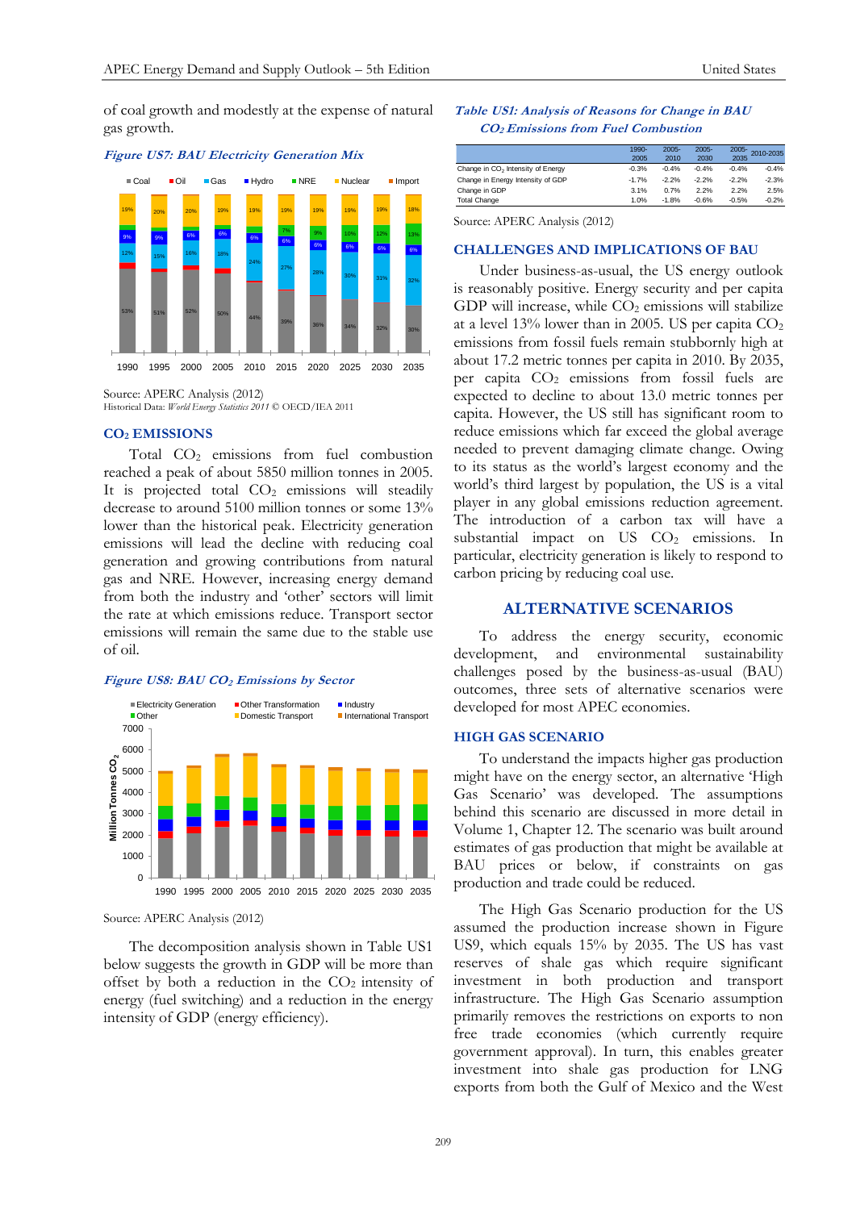of coal growth and modestly at the expense of natural gas growth.

*Figure US7: BAU Electricity Generation Mix*

Source: APERC Analysis (2012)
Historical Data: *World Energy Statistics 2011* © OECD/IEA 2011

## $CO_2$ EMISSIONS

Total $CO_2$ emissions from fuel combustion reached a peak of about 5850 million tonnes in 2005. It is projected total $CO_2$ emissions will steadily decrease to around 5100 million tonnes or some 13% lower than the historical peak. Electricity generation emissions will lead the decline with reducing coal generation and growing contributions from natural gas and NRE. However, increasing energy demand from both the industry and 'other' sectors will limit the rate at which emissions reduce. Transport sector emissions will remain the same due to the stable use of oil.

*Figure US8: BAU $CO_2$ Emissions by Sector*

Source: APERC Analysis (2012)

The decomposition analysis shown in Table US1 below suggests the growth in GDP will be more than offset by both a reduction in the $CO_2$ intensity of energy (fuel switching) and a reduction in the energy intensity of GDP (energy efficiency).

*Table US1: Analysis of Reasons for Change in BAU $CO_2$ Emissions from Fuel Combustion*

| | 1990-2005 | 2005-2010 | 2005-2030 | 2005-2035 | 2010-2035 |
|---|---|---|---|---|---|
| Change in $CO_2$ Intensity of Energy | -0.3% | -0.4% | -0.4% | -0.4% | -0.4% |
| Change in Energy Intensity of GDP | -1.7% | -2.2% | -2.2% | -2.2% | -2.3% |
| Change in GDP | 3.1% | 0.7% | 2.2% | 2.2% | 2.5% |
| Total Change | 1.0% | -1.8% | -0.6% | -0.5% | -0.2% |

Source: APERC Analysis (2012)

## CHALLENGES AND IMPLICATIONS OF BAU

Under business-as-usual, the US energy outlook is reasonably positive. Energy security and per capita GDP will increase, while $CO_2$ emissions will stabilize at a level 13% lower than in 2005. US per capita $CO_2$ emissions from fossil fuels remain stubbornly high at about 17.2 metric tonnes per capita in 2010. By 2035, per capita $CO_2$ emissions from fossil fuels are expected to decline to about 13.0 metric tonnes per capita. However, the US still has significant room to reduce emissions which far exceed the global average needed to prevent damaging climate change. Owing to its status as the world's largest economy and the world's third largest by population, the US is a vital player in any global emissions reduction agreement. The introduction of a carbon tax will have a substantial impact on US $CO_2$ emissions. In particular, electricity generation is likely to respond to carbon pricing by reducing coal use.

# ALTERNATIVE SCENARIOS

To address the energy security, economic development, and environmental sustainability challenges posed by the business-as-usual (BAU) outcomes, three sets of alternative scenarios were developed for most APEC economies.

## HIGH GAS SCENARIO

To understand the impacts higher gas production might have on the energy sector, an alternative 'High Gas Scenario' was developed. The assumptions behind this scenario are discussed in more detail in Volume 1, Chapter 12. The scenario was built around estimates of gas production that might be available at BAU prices or below, if constraints on gas production and trade could be reduced.

The High Gas Scenario production for the US assumed the production increase shown in Figure US9, which equals 15% by 2035. The US has vast reserves of shale gas which require significant investment in both production and transport infrastructure. The High Gas Scenario assumption primarily removes the restrictions on exports to non free trade economies (which currently require government approval). In turn, this enables greater investment into shale gas production for LNG exports from both the Gulf of Mexico and the West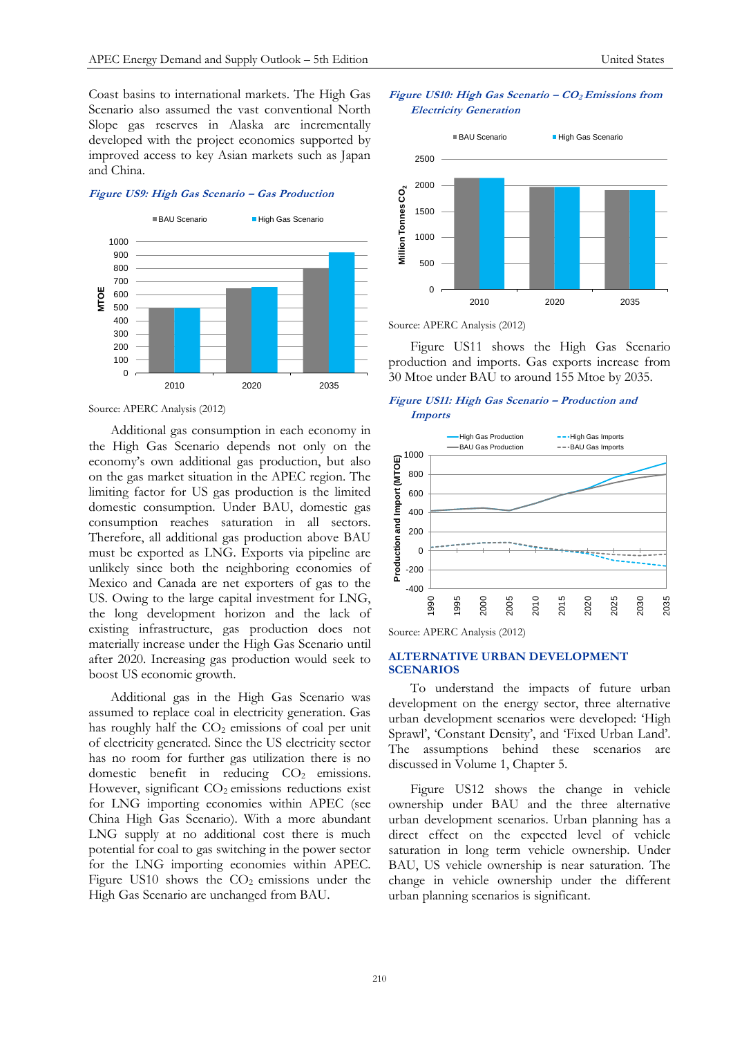Coast basins to international markets. The High Gas Scenario also assumed the vast conventional North Slope gas reserves in Alaska are incrementally developed with the project economics supported by improved access to key Asian markets such as Japan and China.

*Figure US9: High Gas Scenario – Gas Production*

Source: APERC Analysis (2012)

Additional gas consumption in each economy in the High Gas Scenario depends not only on the economy's own additional gas production, but also on the gas market situation in the APEC region. The limiting factor for US gas production is the limited domestic consumption. Under BAU, domestic gas consumption reaches saturation in all sectors. Therefore, all additional gas production above BAU must be exported as LNG. Exports via pipeline are unlikely since both the neighboring economies of Mexico and Canada are net exporters of gas to the US. Owing to the large capital investment for LNG, the long development horizon and the lack of existing infrastructure, gas production does not materially increase under the High Gas Scenario until after 2020. Increasing gas production would seek to boost US economic growth.

Additional gas in the High Gas Scenario was assumed to replace coal in electricity generation. Gas has roughly half the $CO_2$ emissions of coal per unit of electricity generated. Since the US electricity sector has no room for further gas utilization there is no domestic benefit in reducing $CO_2$ emissions. However, significant $CO_2$ emissions reductions exist for LNG importing economies within APEC (see China High Gas Scenario). With a more abundant LNG supply at no additional cost there is much potential for coal to gas switching in the power sector for the LNG importing economies within APEC. Figure US10 shows the $CO_2$ emissions under the High Gas Scenario are unchanged from BAU.

*Figure US10: High Gas Scenario – $CO_2$ Emissions from Electricity Generation*

Source: APERC Analysis (2012)

Figure US11 shows the High Gas Scenario production and imports. Gas exports increase from 30 Mtoe under BAU to around 155 Mtoe by 2035.

*Figure US11: High Gas Scenario – Production and Imports*

Source: APERC Analysis (2012)

## ALTERNATIVE URBAN DEVELOPMENT SCENARIOS

To understand the impacts of future urban development on the energy sector, three alternative urban development scenarios were developed: 'High Sprawl', 'Constant Density', and 'Fixed Urban Land'. The assumptions behind these scenarios are discussed in Volume 1, Chapter 5.

Figure US12 shows the change in vehicle ownership under BAU and the three alternative urban development scenarios. Urban planning has a direct effect on the expected level of vehicle saturation in long term vehicle ownership. Under BAU, US vehicle ownership is near saturation. The change in vehicle ownership under the different urban planning scenarios is significant.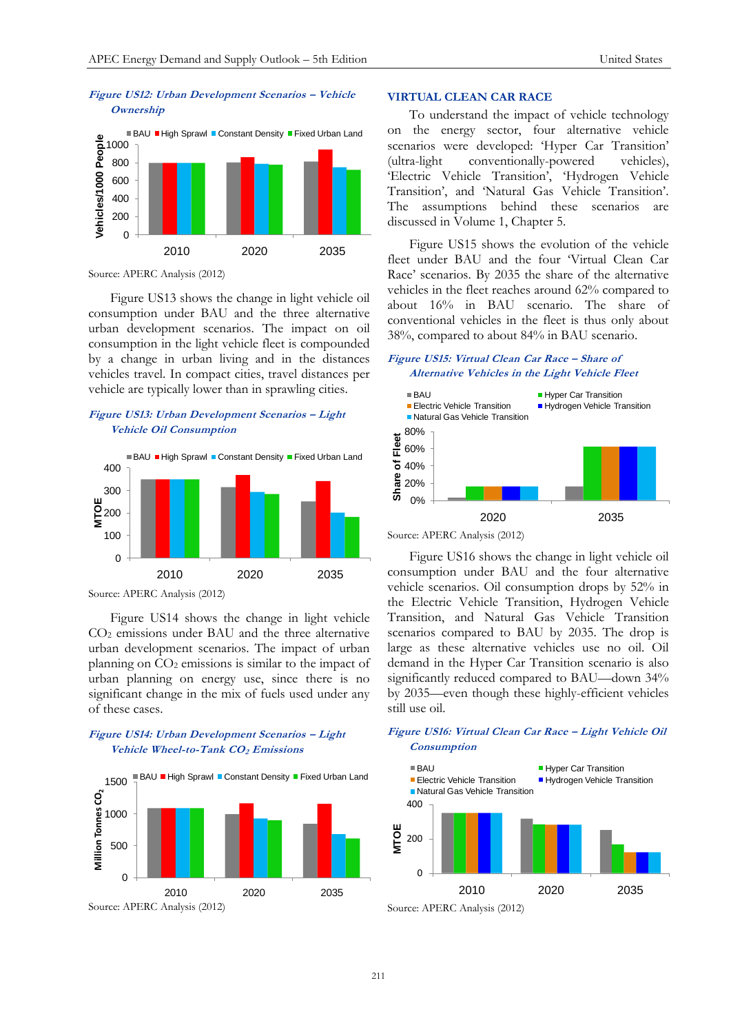*Figure US12: Urban Development Scenarios – Vehicle Ownership*

Source: APERC Analysis (2012)

Figure US13 shows the change in light vehicle oil consumption under BAU and the three alternative urban development scenarios. The impact on oil consumption in the light vehicle fleet is compounded by a change in urban living and in the distances vehicles travel. In compact cities, travel distances per vehicle are typically lower than in sprawling cities.

*Figure US13: Urban Development Scenarios – Light Vehicle Oil Consumption*

Source: APERC Analysis (2012)

Figure US14 shows the change in light vehicle $CO_2$ emissions under BAU and the three alternative urban development scenarios. The impact of urban planning on $CO_2$ emissions is similar to the impact of urban planning on energy use, since there is no significant change in the mix of fuels used under any of these cases.

*Figure US14: Urban Development Scenarios – Light Vehicle Wheel-to-Tank $CO_2$ Emissions*

Source: APERC Analysis (2012)

## VIRTUAL CLEAN CAR RACE

To understand the impact of vehicle technology on the energy sector, four alternative vehicle scenarios were developed: 'Hyper Car Transition' (ultra-light conventionally-powered vehicles), 'Electric Vehicle Transition', 'Hydrogen Vehicle Transition', and 'Natural Gas Vehicle Transition'. The assumptions behind these scenarios are discussed in Volume 1, Chapter 5.

Figure US15 shows the evolution of the vehicle fleet under BAU and the four 'Virtual Clean Car Race' scenarios. By 2035 the share of the alternative vehicles in the fleet reaches around 62% compared to about 16% in BAU scenario. The share of conventional vehicles in the fleet is thus only about 38%, compared to about 84% in BAU scenario.

*Figure US15: Virtual Clean Car Race – Share of Alternative Vehicles in the Light Vehicle Fleet*

Source: APERC Analysis (2012)

Figure US16 shows the change in light vehicle oil consumption under BAU and the four alternative vehicle scenarios. Oil consumption drops by 52% in the Electric Vehicle Transition, Hydrogen Vehicle Transition, and Natural Gas Vehicle Transition scenarios compared to BAU by 2035. The drop is large as these alternative vehicles use no oil. Oil demand in the Hyper Car Transition scenario is also significantly reduced compared to BAU—down 34% by 2035—even though these highly-efficient vehicles still use oil.

*Figure US16: Virtual Clean Car Race – Light Vehicle Oil Consumption*

Source: APERC Analysis (2012)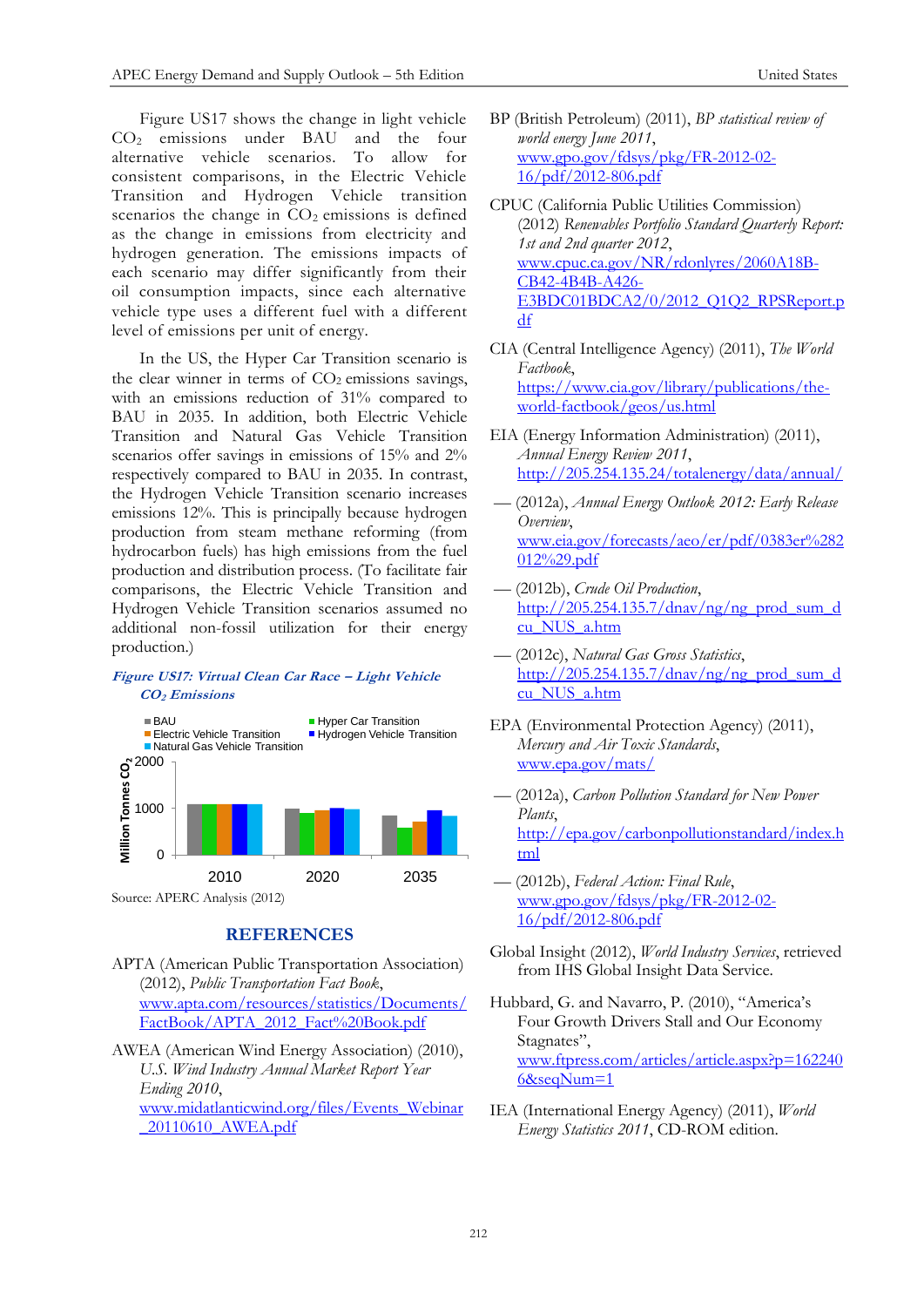Figure US17 shows the change in light vehicle $CO_2$ emissions under BAU and the four alternative vehicle scenarios. To allow for consistent comparisons, in the Electric Vehicle Transition and Hydrogen Vehicle transition scenarios the change in $CO_2$ emissions is defined as the change in emissions from electricity and hydrogen generation. The emissions impacts of each scenario may differ significantly from their oil consumption impacts, since each alternative vehicle type uses a different fuel with a different level of emissions per unit of energy.

In the US, the Hyper Car Transition scenario is the clear winner in terms of $CO_2$ emissions savings, with an emissions reduction of 31% compared to BAU in 2035. In addition, both Electric Vehicle Transition and Natural Gas Vehicle Transition scenarios offer savings in emissions of 15% and 2% respectively compared to BAU in 2035. In contrast, the Hydrogen Vehicle Transition scenario increases emissions 12%. This is principally because hydrogen production from steam methane reforming (from hydrocarbon fuels) has high emissions from the fuel production and distribution process. (To facilitate fair comparisons, the Electric Vehicle Transition and Hydrogen Vehicle Transition scenarios assumed no additional non-fossil utilization for their energy production.)

***Figure US17: Virtual Clean Car Race – Light Vehicle $CO_2$ Emissions***

Source: APERC Analysis (2012)

## REFERENCES

APTA (American Public Transportation Association) (2012), *Public Transportation Fact Book*, www.apta.com/resources/statistics/Documents/FactBook/APTA_2012_Fact%20Book.pdf

AWEA (American Wind Energy Association) (2010), *U.S. Wind Industry Annual Market Report Year Ending 2010*, www.midatlanticwind.org/files/Events_Webinar_20110610_AWEA.pdf

BP (British Petroleum) (2011), *BP statistical review of world energy June 2011*, www.gpo.gov/fdsys/pkg/FR-2012-02-16/pdf/2012-806.pdf

CPUC (California Public Utilities Commission) (2012) *Renewables Portfolio Standard Quarterly Report: 1st and 2nd quarter 2012*, www.cpuc.ca.gov/NR/rdonlyres/2060A18B-CB42-4B4B-A426-E3BDC01BDCA2/0/2012_Q1Q2_RPSReport.pdf

CIA (Central Intelligence Agency) (2011), *The World Factbook*, https://www.cia.gov/library/publications/the-world-factbook/geos/us.html

EIA (Energy Information Administration) (2011), *Annual Energy Review 2011*, http://205.254.135.24/totalenergy/data/annual/

— (2012a), *Annual Energy Outlook 2012: Early Release Overview*, www.eia.gov/forecasts/aeo/er/pdf/0383er%282012%29.pdf

— (2012b), *Crude Oil Production*, http://205.254.135.7/dnav/ng/ng_prod_sum_dcu_NUS_a.htm

— (2012c), *Natural Gas Gross Statistics*, http://205.254.135.7/dnav/ng/ng_prod_sum_dcu_NUS_a.htm

EPA (Environmental Protection Agency) (2011), *Mercury and Air Toxic Standards*, www.epa.gov/mats/

— (2012a), *Carbon Pollution Standard for New Power Plants*, http://epa.gov/carbonpollutionstandard/index.html

— (2012b), *Federal Action: Final Rule*, www.gpo.gov/fdsys/pkg/FR-2012-02-16/pdf/2012-806.pdf

Global Insight (2012), *World Industry Services*, retrieved from IHS Global Insight Data Service.

Hubbard, G. and Navarro, P. (2010), "America's Four Growth Drivers Stall and Our Economy Stagnates", www.ftpress.com/articles/article.aspx?p=1622406&seqNum=1

IEA (International Energy Agency) (2011), *World Energy Statistics 2011*, CD-ROM edition.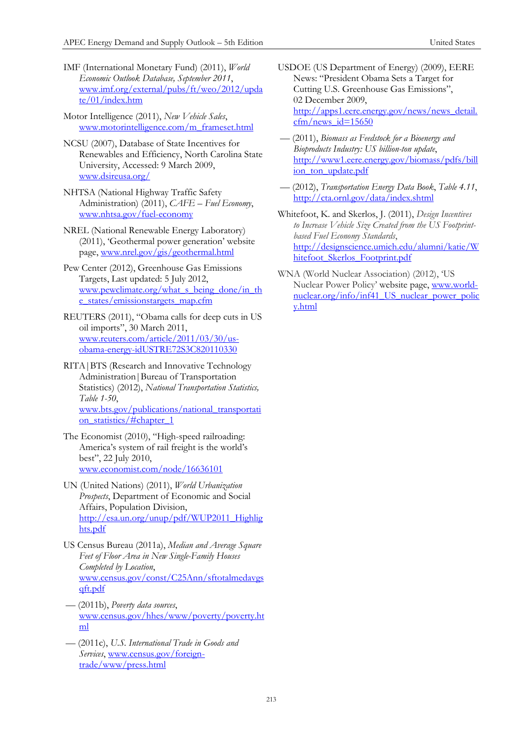IMF (International Monetary Fund) (2011), *World Economic Outlook Database, September 2011*, www.imf.org/external/pubs/ft/weo/2012/update/01/index.htm

Motor Intelligence (2011), *New Vehicle Sales*, www.motorintelligence.com/m_frameset.html

NCSU (2007), Database of State Incentives for Renewables and Efficiency, North Carolina State University, Accessed: 9 March 2009, www.dsireusa.org/

NHTSA (National Highway Traffic Safety Administration) (2011), *CAFE – Fuel Economy*, www.nhtsa.gov/fuel-economy

NREL (National Renewable Energy Laboratory) (2011), 'Geothermal power generation' website page, www.nrel.gov/gis/geothermal.html

Pew Center (2012), Greenhouse Gas Emissions Targets, Last updated: 5 July 2012, www.pewclimate.org/what_s_being_done/in_the_states/emissionstargets_map.cfm

REUTERS (2011), "Obama calls for deep cuts in US oil imports", 30 March 2011, www.reuters.com/article/2011/03/30/us-obama-energy-idUSTRE72S3C820110330

RITA|BTS (Research and Innovative Technology Administration|Bureau of Transportation Statistics) (2012), *National Transportation Statistics, Table 1-50*, www.bts.gov/publications/national_transportation_statistics/#chapter_1

The Economist (2010), "High-speed railroading: America's system of rail freight is the world's best", 22 July 2010, www.economist.com/node/16636101

UN (United Nations) (2011), *World Urbanization Prospects*, Department of Economic and Social Affairs, Population Division, http://esa.un.org/unup/pdf/WUP2011_Highlights.pdf

US Census Bureau (2011a), *Median and Average Square Feet of Floor Area in New Single-Family Houses Completed by Location*, www.census.gov/const/C25Ann/sftotalmedavgsqft.pdf

— (2011b), *Poverty data sources*, www.census.gov/hhes/www/poverty/poverty.html

— (2011c), *U.S. International Trade in Goods and Services*, www.census.gov/foreign-trade/www/press.html

USDOE (US Department of Energy) (2009), EERE News: "President Obama Sets a Target for Cutting U.S. Greenhouse Gas Emissions", 02 December 2009, http://apps1.eere.energy.gov/news/news_detail.cfm/news_id=15650

— (2011), *Biomass as Feedstock for a Bioenergy and Bioproducts Industry: US billion-ton update*, http://www1.eere.energy.gov/biomass/pdfs/billion_ton_update.pdf

— (2012), *Transportation Energy Data Book*, *Table 4.11*, http://cta.ornl.gov/data/index.shtml

Whitefoot, K. and Skerlos, J. (2011), *Design Incentives to Increase Vehicle Size Created from the US Footprint-based Fuel Economy Standards*, http://designscience.umich.edu/alumni/katie/Whitefoot_Skerlos_Footprint.pdf

WNA (World Nuclear Association) (2012), 'US Nuclear Power Policy' website page, www.world-nuclear.org/info/inf41_US_nuclear_power_policy.html